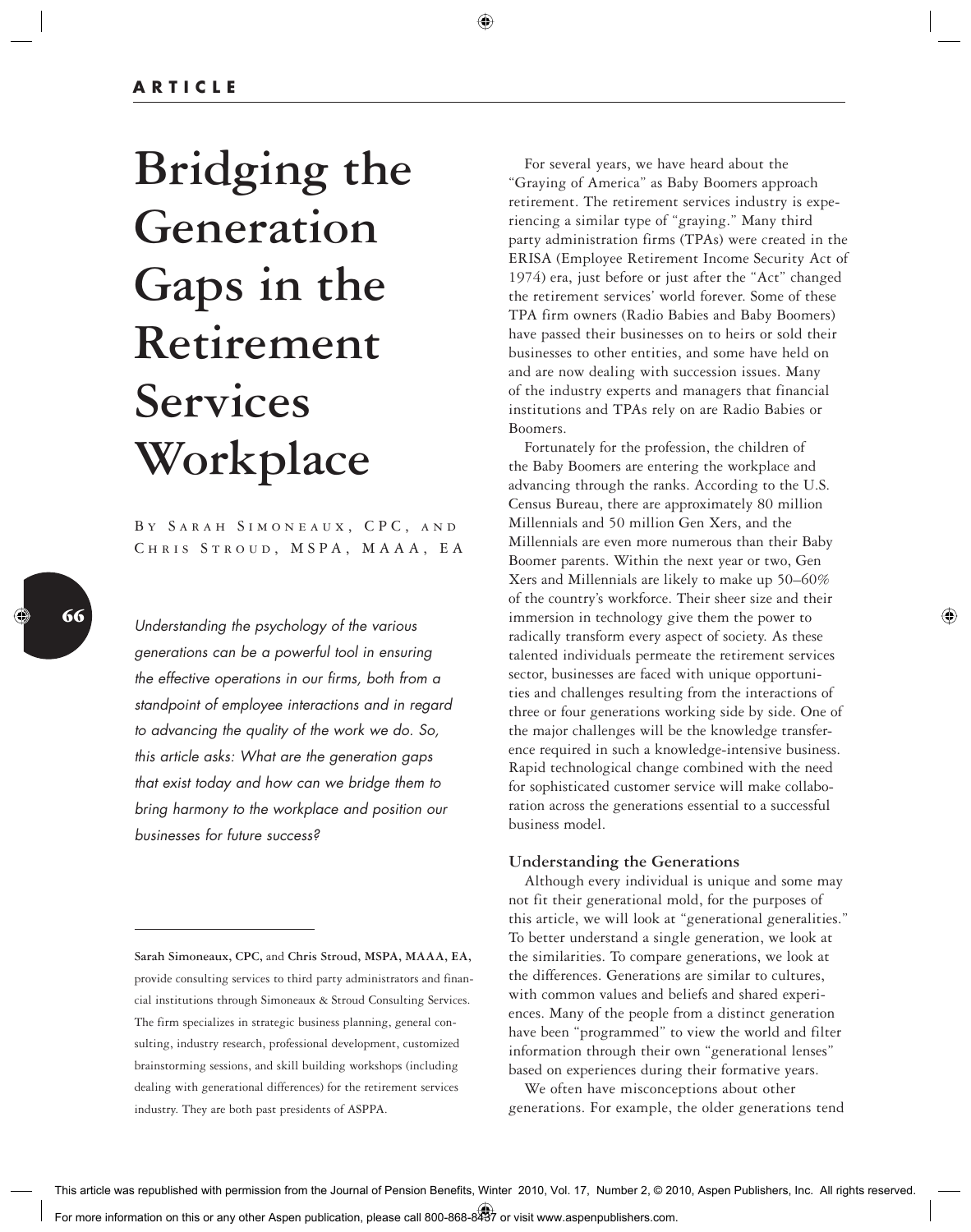# Bridging the Generation Gaps in the Retirement Services Workplace

By Sarah Simoneaux, CPC, and Chris Stroud, MSPA, MAAA, EA

*Understanding the psychology of the various generations can be a powerful tool in ensuring the effective operations in our firms, both from a standpoint of employee interactions and in regard to advancing the quality of the work we do. So, this article asks: What are the generation gaps that exist today and how can we bridge them to bring harmony to the workplace and position our businesses for future success?*

**Sarah Simoneaux, CPC,** and **Chris Stroud, MSPA, MAAA, EA,** provide consulting services to third party administrators and financial institutions through Simoneaux & Stroud Consulting Services. The firm specializes in strategic business planning, general consulting, industry research, professional development, customized brainstorming sessions, and skill building workshops (including dealing with generational differences) for the retirement services industry. They are both past presidents of ASPPA.

For several years, we have heard about the "Graying of America" as Baby Boomers approach retirement. The retirement services industry is experiencing a similar type of "graying." Many third party administration firms (TPAs) were created in the ERISA (Employee Retirement Income Security Act of 1974) era, just before or just after the "Act" changed the retirement services' world forever. Some of these TPA firm owners (Radio Babies and Baby Boomers) have passed their businesses on to heirs or sold their businesses to other entities, and some have held on and are now dealing with succession issues. Many of the industry experts and managers that financial institutions and TPAs rely on are Radio Babies or Boomers.

Fortunately for the profession, the children of the Baby Boomers are entering the workplace and advancing through the ranks. According to the U.S. Census Bureau, there are approximately 80 million Millennials and 50 million Gen Xers, and the Millennials are even more numerous than their Baby Boomer parents. Within the next year or two, Gen Xers and Millennials are likely to make up 50–60% of the country's workforce. Their sheer size and their immersion in technology give them the power to radically transform every aspect of society. As these talented individuals permeate the retirement services sector, businesses are faced with unique opportunities and challenges resulting from the interactions of three or four generations working side by side. One of the major challenges will be the knowledge transference required in such a knowledge-intensive business. Rapid technological change combined with the need for sophisticated customer service will make collaboration across the generations essential to a successful business model.

### Understanding the Generations

Although every individual is unique and some may not fit their generational mold, for the purposes of this article, we will look at "generational generalities." To better understand a single generation, we look at the similarities. To compare generations, we look at the differences. Generations are similar to cultures, with common values and beliefs and shared experiences. Many of the people from a distinct generation have been "programmed" to view the world and filter information through their own "generational lenses" based on experiences during their formative years.

We often have misconceptions about other generations. For example, the older generations tend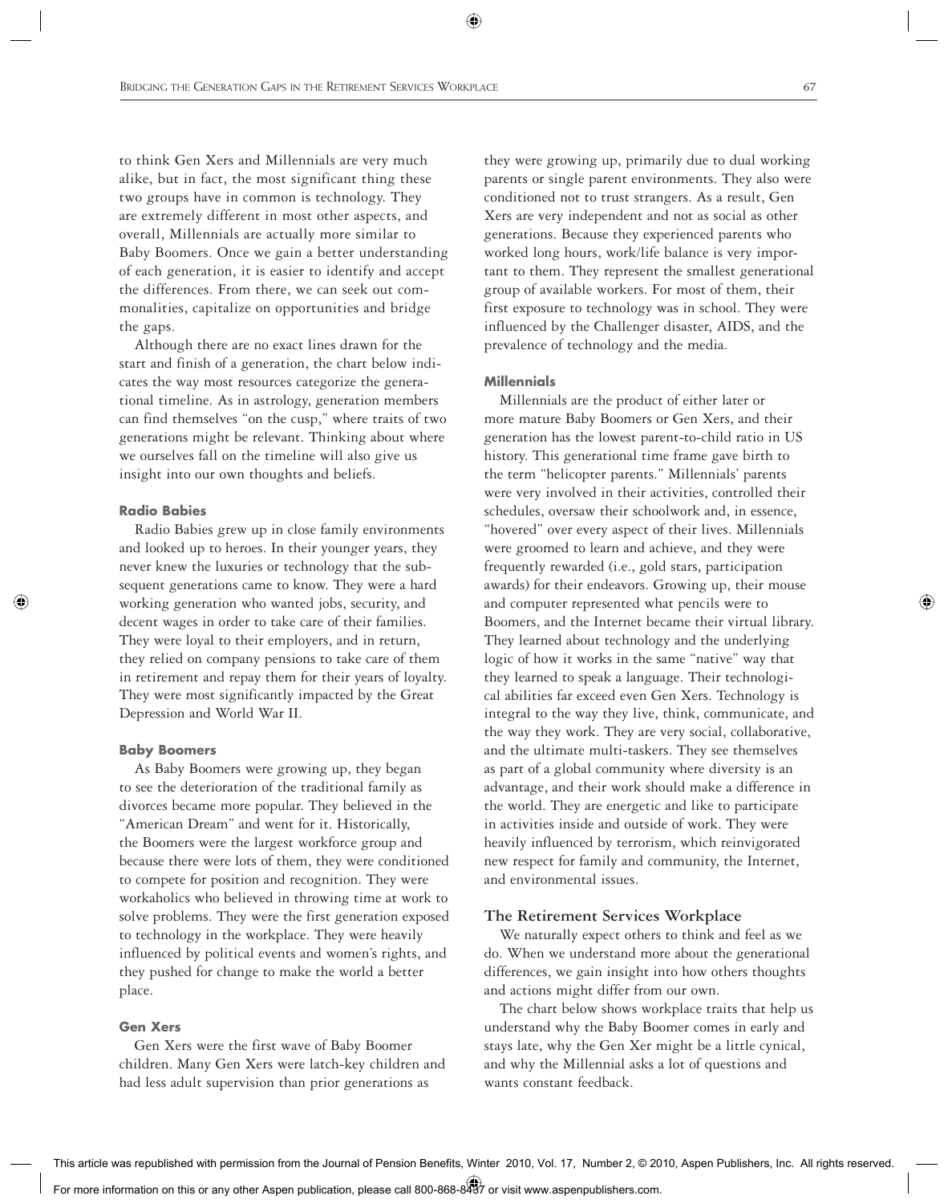to think Gen Xers and Millennials are very much alike, but in fact, the most significant thing these two groups have in common is technology. They are extremely different in most other aspects, and overall, Millennials are actually more similar to Baby Boomers. Once we gain a better understanding of each generation, it is easier to identify and accept the differences. From there, we can seek out commonalities, capitalize on opportunities and bridge the gaps.

Although there are no exact lines drawn for the start and finish of a generation, the chart below indicates the way most resources categorize the generational timeline. As in astrology, generation members can find themselves "on the cusp," where traits of two generations might be relevant. Thinking about where we ourselves fall on the timeline will also give us insight into our own thoughts and beliefs.

#### Radio Babies

Radio Babies grew up in close family environments and looked up to heroes. In their younger years, they never knew the luxuries or technology that the subsequent generations came to know. They were a hard working generation who wanted jobs, security, and decent wages in order to take care of their families. They were loyal to their employers, and in return, they relied on company pensions to take care of them in retirement and repay them for their years of loyalty. They were most significantly impacted by the Great Depression and World War II.

#### Baby Boomers

As Baby Boomers were growing up, they began to see the deterioration of the traditional family as divorces became more popular. They believed in the "American Dream" and went for it. Historically, the Boomers were the largest workforce group and because there were lots of them, they were conditioned to compete for position and recognition. They were workaholics who believed in throwing time at work to solve problems. They were the first generation exposed to technology in the workplace. They were heavily influenced by political events and women's rights, and they pushed for change to make the world a better place.

#### Gen Xers

Gen Xers were the first wave of Baby Boomer children. Many Gen Xers were latch-key children and had less adult supervision than prior generations as they were growing up, primarily due to dual working parents or single parent environments. They also were conditioned not to trust strangers. As a result, Gen Xers are very independent and not as social as other generations. Because they experienced parents who worked long hours, work/life balance is very important to them. They represent the smallest generational group of available workers. For most of them, their first exposure to technology was in school. They were influenced by the Challenger disaster, AIDS, and the prevalence of technology and the media.

#### Millennials

Millennials are the product of either later or more mature Baby Boomers or Gen Xers, and their generation has the lowest parent-to-child ratio in US history. This generational time frame gave birth to the term "helicopter parents." Millennials' parents were very involved in their activities, controlled their schedules, oversaw their schoolwork and, in essence, "hovered" over every aspect of their lives. Millennials were groomed to learn and achieve, and they were frequently rewarded (i.e., gold stars, participation awards) for their endeavors. Growing up, their mouse and computer represented what pencils were to Boomers, and the Internet became their virtual library. They learned about technology and the underlying logic of how it works in the same "native" way that they learned to speak a language. Their technological abilities far exceed even Gen Xers. Technology is integral to the way they live, think, communicate, and the way they work. They are very social, collaborative, and the ultimate multi-taskers. They see themselves as part of a global community where diversity is an advantage, and their work should make a difference in the world. They are energetic and like to participate in activities inside and outside of work. They were heavily influenced by terrorism, which reinvigorated new respect for family and community, the Internet, and environmental issues.

### The Retirement Services Workplace

We naturally expect others to think and feel as we do. When we understand more about the generational differences, we gain insight into how others thoughts and actions might differ from our own.

The chart below shows workplace traits that help us understand why the Baby Boomer comes in early and stays late, why the Gen Xer might be a little cynical, and why the Millennial asks a lot of questions and wants constant feedback.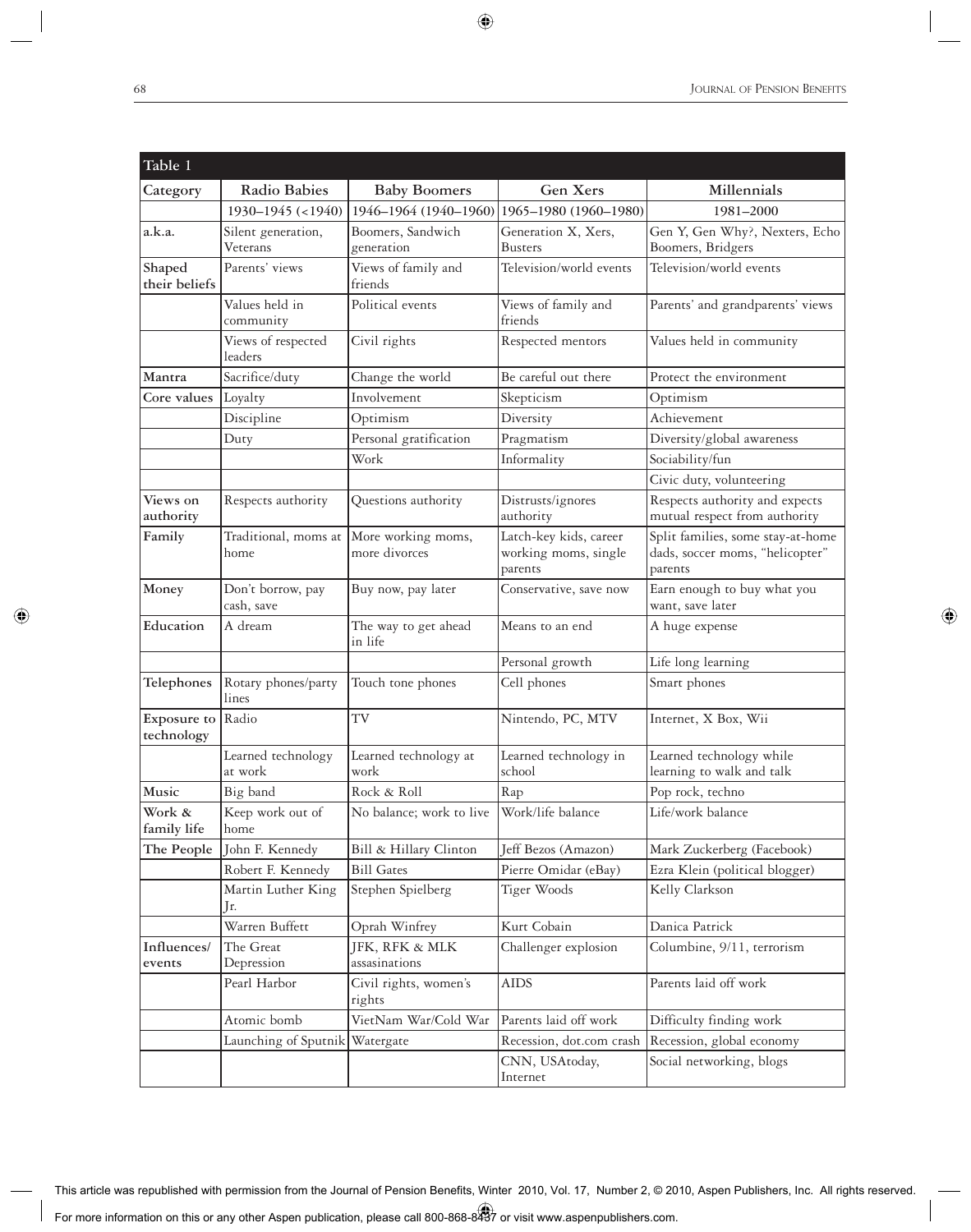| Table 1 | | | | |
|---|---|---|---|---|
| **Category** | **Radio Babies** | **Baby Boomers** | **Gen Xers** | **Millennials** |
| | 1930–1945 (<1940) | 1946–1964 (1940–1960) | 1965–1980 (1960–1980) | 1981–2000 |
| **a.k.a.** | Silent generation, Veterans | Boomers, Sandwich generation | Generation X, Xers, Busters | Gen Y, Gen Why?, Nexters, Echo Boomers, Bridgers |
| **Shaped their beliefs** | Parents' views | Views of family and friends | Television/world events | Television/world events |
| | Values held in community | Political events | Views of family and friends | Parents' and grandparents' views |
| | Views of respected leaders | Civil rights | Respected mentors | Values held in community |
| **Mantra** | Sacrifice/duty | Change the world | Be careful out there | Protect the environment |
| **Core values** | Loyalty | Involvement | Skepticism | Optimism |
| | Discipline | Optimism | Diversity | Achievement |
| | Duty | Personal gratification | Pragmatism | Diversity/global awareness |
| | | Work | Informality | Sociability/fun |
| | | | | Civic duty, volunteering |
| **Views on authority** | Respects authority | Questions authority | Distrusts/ignores authority | Respects authority and expects mutual respect from authority |
| **Family** | Traditional, moms at home | More working moms, more divorces | Latch-key kids, career working moms, single parents | Split families, some stay-at-home dads, soccer moms, "helicopter" parents |
| **Money** | Don't borrow, pay cash, save | Buy now, pay later | Conservative, save now | Earn enough to buy what you want, save later |
| **Education** | A dream | The way to get ahead in life | Means to an end | A huge expense |
| | | | Personal growth | Life long learning |
| **Telephones** | Rotary phones/party lines | Touch tone phones | Cell phones | Smart phones |
| **Exposure to technology** | Radio | TV | Nintendo, PC, MTV | Internet, X Box, Wii |
| | Learned technology at work | Learned technology at work | Learned technology in school | Learned technology while learning to walk and talk |
| **Music** | Big band | Rock & Roll | Rap | Pop rock, techno |
| **Work & family life** | Keep work out of home | No balance; work to live | Work/life balance | Life/work balance |
| **The People** | John F. Kennedy | Bill & Hillary Clinton | Jeff Bezos (Amazon) | Mark Zuckerberg (Facebook) |
| | Robert F. Kennedy | Bill Gates | Pierre Omidar (eBay) | Ezra Klein (political blogger) |
| | Martin Luther King Jr. | Stephen Spielberg | Tiger Woods | Kelly Clarkson |
| | Warren Buffett | Oprah Winfrey | Kurt Cobain | Danica Patrick |
| **Influences/events** | The Great Depression | JFK, RFK & MLK assasinations | Challenger explosion | Columbine, 9/11, terrorism |
| | Pearl Harbor | Civil rights, women's rights | AIDS | Parents laid off work |
| | Atomic bomb | VietNam War/Cold War | Parents laid off work | Difficulty finding work |
| | Launching of Sputnik | Watergate | Recession, dot.com crash | Recession, global economy |
| | | | CNN, USAtoday, Internet | Social networking, blogs |

This article was republished with permission from the Journal of Pension Benefits, Winter 2010, Vol. 17, Number 2, © 2010, Aspen Publishers, Inc. All rights reserved.

For more information on this or any other Aspen publication, please call 800-868-8437 or visit www.aspenpublishers.com.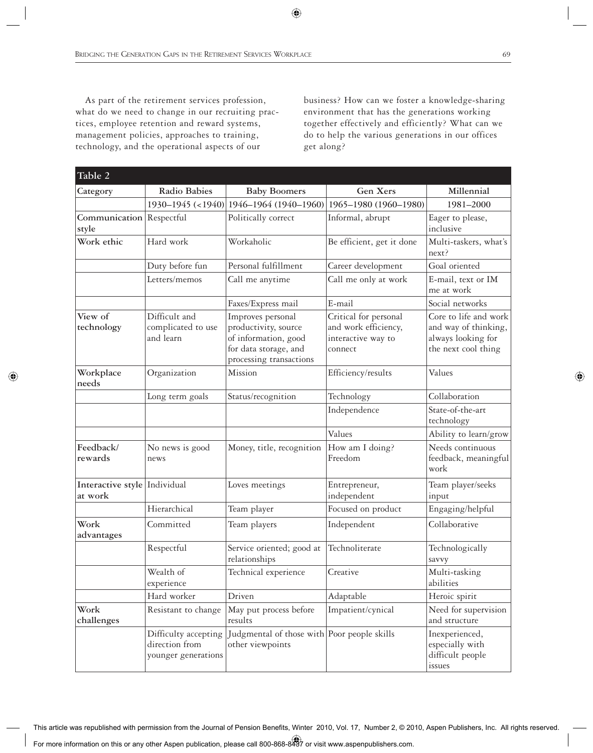As part of the retirement services profession, what do we need to change in our recruiting practices, employee retention and reward systems, management policies, approaches to training, technology, and the operational aspects of our business? How can we foster a knowledge-sharing environment that has the generations working together effectively and efficiently? What can we do to help the various generations in our offices get along?

**Table 2**

| Category | Radio Babies | Baby Boomers | Gen Xers | Millennial |
|---|---|---|---|---|
| | 1930–1945 (<1940) | 1946–1964 (1940–1960) | 1965–1980 (1960–1980) | 1981–2000 |
| **Communication style** | Respectful | Politically correct | Informal, abrupt | Eager to please, inclusive |
| **Work ethic** | Hard work | Workaholic | Be efficient, get it done | Multi-taskers, what's next? |
| | Duty before fun | Personal fulfillment | Career development | Goal oriented |
| | Letters/memos | Call me anytime | Call me only at work | E-mail, text or IM me at work |
| | | Faxes/Express mail | E-mail | Social networks |
| **View of technology** | Difficult and complicated to use and learn | Improves personal productivity, source of information, good for data storage, and processing transactions | Critical for personal and work efficiency, interactive way to connect | Core to life and work and way of thinking, always looking for the next cool thing |
| **Workplace needs** | Organization | Mission | Efficiency/results | Values |
| | Long term goals | Status/recognition | Technology | Collaboration |
| | | | Independence | State-of-the-art technology |
| | | | Values | Ability to learn/grow |
| **Feedback/ rewards** | No news is good news | Money, title, recognition | How am I doing? Freedom | Needs continuous feedback, meaningful work |
| **Interactive style at work** | Individual | Loves meetings | Entrepreneur, independent | Team player/seeks input |
| | Hierarchical | Team player | Focused on product | Engaging/helpful |
| **Work advantages** | Committed | Team players | Independent | Collaborative |
| | Respectful | Service oriented; good at relationships | Technoliterate | Technologically savvy |
| | Wealth of experience | Technical experience | Creative | Multi-tasking abilities |
| | Hard worker | Driven | Adaptable | Heroic spirit |
| **Work challenges** | Resistant to change | May put process before results | Impatient/cynical | Need for supervision and structure |
| | Difficulty accepting direction from younger generations | Judgmental of those with other viewpoints | Poor people skills | Inexperienced, especially with difficult people issues |

This article was republished with permission from the Journal of Pension Benefits, Winter 2010, Vol. 17, Number 2, © 2010, Aspen Publishers, Inc. All rights reserved.

For more information on this or any other Aspen publication, please call 800-868-8437 or visit www.aspenpublishers.com.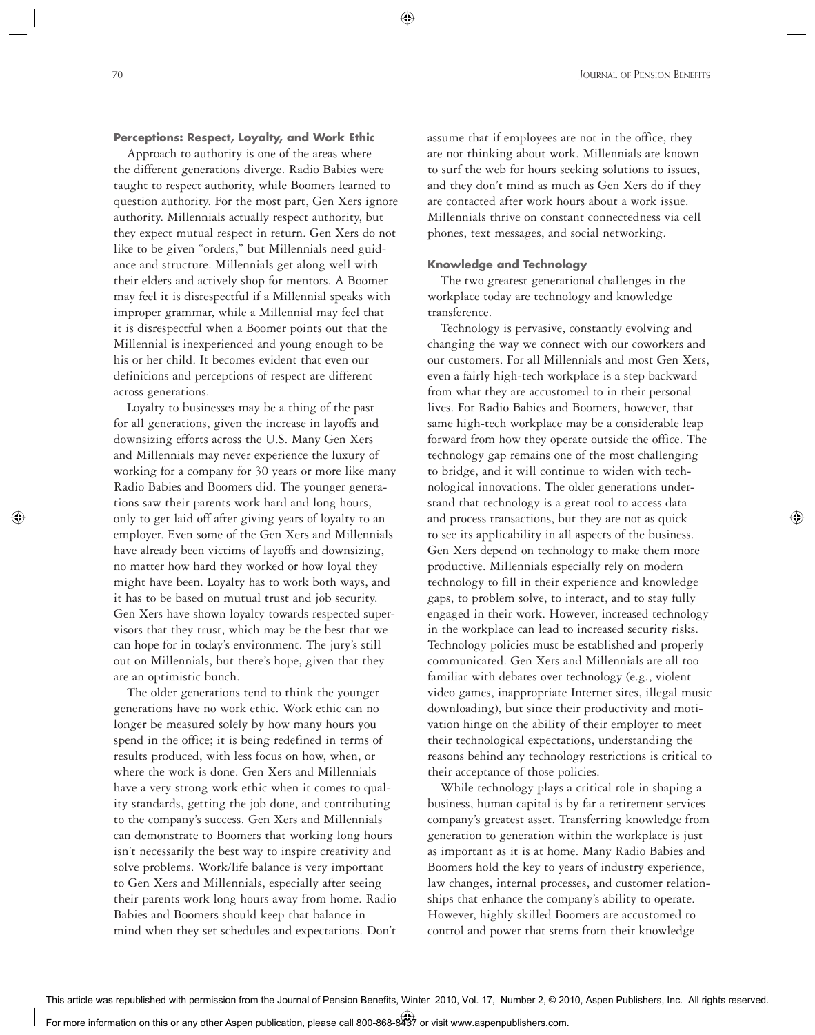### Perceptions: Respect, Loyalty, and Work Ethic

Approach to authority is one of the areas where the different generations diverge. Radio Babies were taught to respect authority, while Boomers learned to question authority. For the most part, Gen Xers ignore authority. Millennials actually respect authority, but they expect mutual respect in return. Gen Xers do not like to be given "orders," but Millennials need guidance and structure. Millennials get along well with their elders and actively shop for mentors. A Boomer may feel it is disrespectful if a Millennial speaks with improper grammar, while a Millennial may feel that it is disrespectful when a Boomer points out that the Millennial is inexperienced and young enough to be his or her child. It becomes evident that even our definitions and perceptions of respect are different across generations.

Loyalty to businesses may be a thing of the past for all generations, given the increase in layoffs and downsizing efforts across the U.S. Many Gen Xers and Millennials may never experience the luxury of working for a company for 30 years or more like many Radio Babies and Boomers did. The younger generations saw their parents work hard and long hours, only to get laid off after giving years of loyalty to an employer. Even some of the Gen Xers and Millennials have already been victims of layoffs and downsizing, no matter how hard they worked or how loyal they might have been. Loyalty has to work both ways, and it has to be based on mutual trust and job security. Gen Xers have shown loyalty towards respected supervisors that they trust, which may be the best that we can hope for in today's environment. The jury's still out on Millennials, but there's hope, given that they are an optimistic bunch.

The older generations tend to think the younger generations have no work ethic. Work ethic can no longer be measured solely by how many hours you spend in the office; it is being redefined in terms of results produced, with less focus on how, when, or where the work is done. Gen Xers and Millennials have a very strong work ethic when it comes to quality standards, getting the job done, and contributing to the company's success. Gen Xers and Millennials can demonstrate to Boomers that working long hours isn't necessarily the best way to inspire creativity and solve problems. Work/life balance is very important to Gen Xers and Millennials, especially after seeing their parents work long hours away from home. Radio Babies and Boomers should keep that balance in mind when they set schedules and expectations. Don't assume that if employees are not in the office, they are not thinking about work. Millennials are known to surf the web for hours seeking solutions to issues, and they don't mind as much as Gen Xers do if they are contacted after work hours about a work issue. Millennials thrive on constant connectedness via cell phones, text messages, and social networking.

### Knowledge and Technology

The two greatest generational challenges in the workplace today are technology and knowledge transference.

Technology is pervasive, constantly evolving and changing the way we connect with our coworkers and our customers. For all Millennials and most Gen Xers, even a fairly high-tech workplace is a step backward from what they are accustomed to in their personal lives. For Radio Babies and Boomers, however, that same high-tech workplace may be a considerable leap forward from how they operate outside the office. The technology gap remains one of the most challenging to bridge, and it will continue to widen with technological innovations. The older generations understand that technology is a great tool to access data and process transactions, but they are not as quick to see its applicability in all aspects of the business. Gen Xers depend on technology to make them more productive. Millennials especially rely on modern technology to fill in their experience and knowledge gaps, to problem solve, to interact, and to stay fully engaged in their work. However, increased technology in the workplace can lead to increased security risks. Technology policies must be established and properly communicated. Gen Xers and Millennials are all too familiar with debates over technology (e.g., violent video games, inappropriate Internet sites, illegal music downloading), but since their productivity and motivation hinge on the ability of their employer to meet their technological expectations, understanding the reasons behind any technology restrictions is critical to their acceptance of those policies.

While technology plays a critical role in shaping a business, human capital is by far a retirement services company's greatest asset. Transferring knowledge from generation to generation within the workplace is just as important as it is at home. Many Radio Babies and Boomers hold the key to years of industry experience, law changes, internal processes, and customer relationships that enhance the company's ability to operate. However, highly skilled Boomers are accustomed to control and power that stems from their knowledge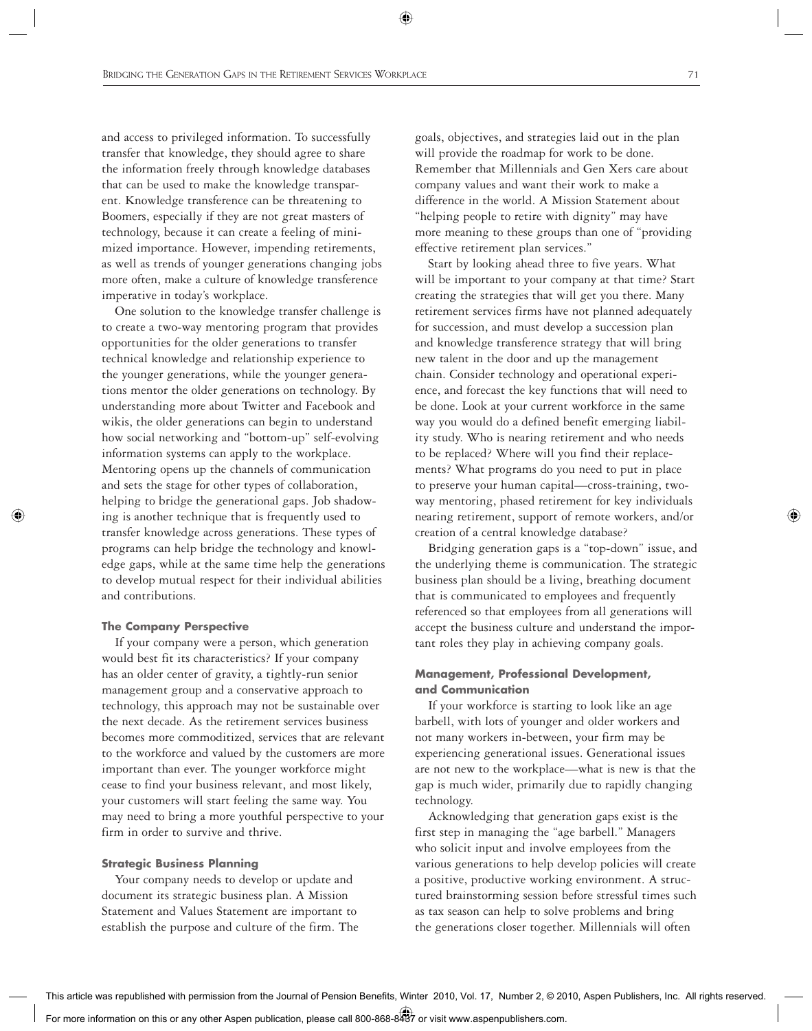and access to privileged information. To successfully transfer that knowledge, they should agree to share the information freely through knowledge databases that can be used to make the knowledge transparent. Knowledge transference can be threatening to Boomers, especially if they are not great masters of technology, because it can create a feeling of minimized importance. However, impending retirements, as well as trends of younger generations changing jobs more often, make a culture of knowledge transference imperative in today's workplace.

One solution to the knowledge transfer challenge is to create a two-way mentoring program that provides opportunities for the older generations to transfer technical knowledge and relationship experience to the younger generations, while the younger generations mentor the older generations on technology. By understanding more about Twitter and Facebook and wikis, the older generations can begin to understand how social networking and "bottom-up" self-evolving information systems can apply to the workplace. Mentoring opens up the channels of communication and sets the stage for other types of collaboration, helping to bridge the generational gaps. Job shadowing is another technique that is frequently used to transfer knowledge across generations. These types of programs can help bridge the technology and knowledge gaps, while at the same time help the generations to develop mutual respect for their individual abilities and contributions.

### The Company Perspective

If your company were a person, which generation would best fit its characteristics? If your company has an older center of gravity, a tightly-run senior management group and a conservative approach to technology, this approach may not be sustainable over the next decade. As the retirement services business becomes more commoditized, services that are relevant to the workforce and valued by the customers are more important than ever. The younger workforce might cease to find your business relevant, and most likely, your customers will start feeling the same way. You may need to bring a more youthful perspective to your firm in order to survive and thrive.

### Strategic Business Planning

Your company needs to develop or update and document its strategic business plan. A Mission Statement and Values Statement are important to establish the purpose and culture of the firm. The goals, objectives, and strategies laid out in the plan will provide the roadmap for work to be done. Remember that Millennials and Gen Xers care about company values and want their work to make a difference in the world. A Mission Statement about "helping people to retire with dignity" may have more meaning to these groups than one of "providing effective retirement plan services."

Start by looking ahead three to five years. What will be important to your company at that time? Start creating the strategies that will get you there. Many retirement services firms have not planned adequately for succession, and must develop a succession plan and knowledge transference strategy that will bring new talent in the door and up the management chain. Consider technology and operational experience, and forecast the key functions that will need to be done. Look at your current workforce in the same way you would do a defined benefit emerging liability study. Who is nearing retirement and who needs to be replaced? Where will you find their replacements? What programs do you need to put in place to preserve your human capital—cross-training, two-way mentoring, phased retirement for key individuals nearing retirement, support of remote workers, and/or creation of a central knowledge database?

Bridging generation gaps is a "top-down" issue, and the underlying theme is communication. The strategic business plan should be a living, breathing document that is communicated to employees and frequently referenced so that employees from all generations will accept the business culture and understand the important roles they play in achieving company goals.

### Management, Professional Development, and Communication

If your workforce is starting to look like an age barbell, with lots of younger and older workers and not many workers in-between, your firm may be experiencing generational issues. Generational issues are not new to the workplace—what is new is that the gap is much wider, primarily due to rapidly changing technology.

Acknowledging that generation gaps exist is the first step in managing the "age barbell." Managers who solicit input and involve employees from the various generations to help develop policies will create a positive, productive working environment. A structured brainstorming session before stressful times such as tax season can help to solve problems and bring the generations closer together. Millennials will often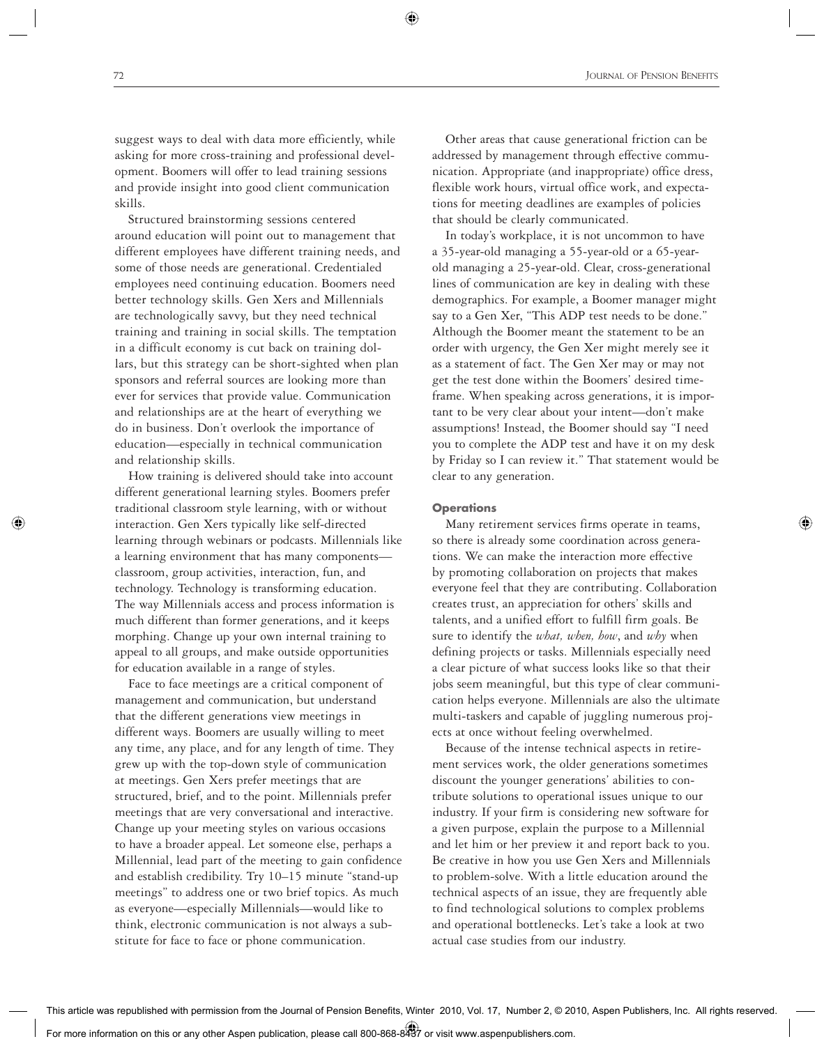suggest ways to deal with data more efficiently, while asking for more cross-training and professional development. Boomers will offer to lead training sessions and provide insight into good client communication skills.

Structured brainstorming sessions centered around education will point out to management that different employees have different training needs, and some of those needs are generational. Credentialed employees need continuing education. Boomers need better technology skills. Gen Xers and Millennials are technologically savvy, but they need technical training and training in social skills. The temptation in a difficult economy is cut back on training dollars, but this strategy can be short-sighted when plan sponsors and referral sources are looking more than ever for services that provide value. Communication and relationships are at the heart of everything we do in business. Don't overlook the importance of education—especially in technical communication and relationship skills.

How training is delivered should take into account different generational learning styles. Boomers prefer traditional classroom style learning, with or without interaction. Gen Xers typically like self-directed learning through webinars or podcasts. Millennials like a learning environment that has many components—classroom, group activities, interaction, fun, and technology. Technology is transforming education. The way Millennials access and process information is much different than former generations, and it keeps morphing. Change up your own internal training to appeal to all groups, and make outside opportunities for education available in a range of styles.

Face to face meetings are a critical component of management and communication, but understand that the different generations view meetings in different ways. Boomers are usually willing to meet any time, any place, and for any length of time. They grew up with the top-down style of communication at meetings. Gen Xers prefer meetings that are structured, brief, and to the point. Millennials prefer meetings that are very conversational and interactive. Change up your meeting styles on various occasions to have a broader appeal. Let someone else, perhaps a Millennial, lead part of the meeting to gain confidence and establish credibility. Try 10–15 minute "stand-up meetings" to address one or two brief topics. As much as everyone—especially Millennials—would like to think, electronic communication is not always a substitute for face to face or phone communication.

Other areas that cause generational friction can be addressed by management through effective communication. Appropriate (and inappropriate) office dress, flexible work hours, virtual office work, and expectations for meeting deadlines are examples of policies that should be clearly communicated.

In today's workplace, it is not uncommon to have a 35-year-old managing a 55-year-old or a 65-year-old managing a 25-year-old. Clear, cross-generational lines of communication are key in dealing with these demographics. For example, a Boomer manager might say to a Gen Xer, "This ADP test needs to be done." Although the Boomer meant the statement to be an order with urgency, the Gen Xer might merely see it as a statement of fact. The Gen Xer may or may not get the test done within the Boomers' desired timeframe. When speaking across generations, it is important to be very clear about your intent—don't make assumptions! Instead, the Boomer should say "I need you to complete the ADP test and have it on my desk by Friday so I can review it." That statement would be clear to any generation.

### Operations

Many retirement services firms operate in teams, so there is already some coordination across generations. We can make the interaction more effective by promoting collaboration on projects that makes everyone feel that they are contributing. Collaboration creates trust, an appreciation for others' skills and talents, and a unified effort to fulfill firm goals. Be sure to identify the *what, when, how*, and *why* when defining projects or tasks. Millennials especially need a clear picture of what success looks like so that their jobs seem meaningful, but this type of clear communication helps everyone. Millennials are also the ultimate multi-taskers and capable of juggling numerous projects at once without feeling overwhelmed.

Because of the intense technical aspects in retirement services work, the older generations sometimes discount the younger generations' abilities to contribute solutions to operational issues unique to our industry. If your firm is considering new software for a given purpose, explain the purpose to a Millennial and let him or her preview it and report back to you. Be creative in how you use Gen Xers and Millennials to problem-solve. With a little education around the technical aspects of an issue, they are frequently able to find technological solutions to complex problems and operational bottlenecks. Let's take a look at two actual case studies from our industry.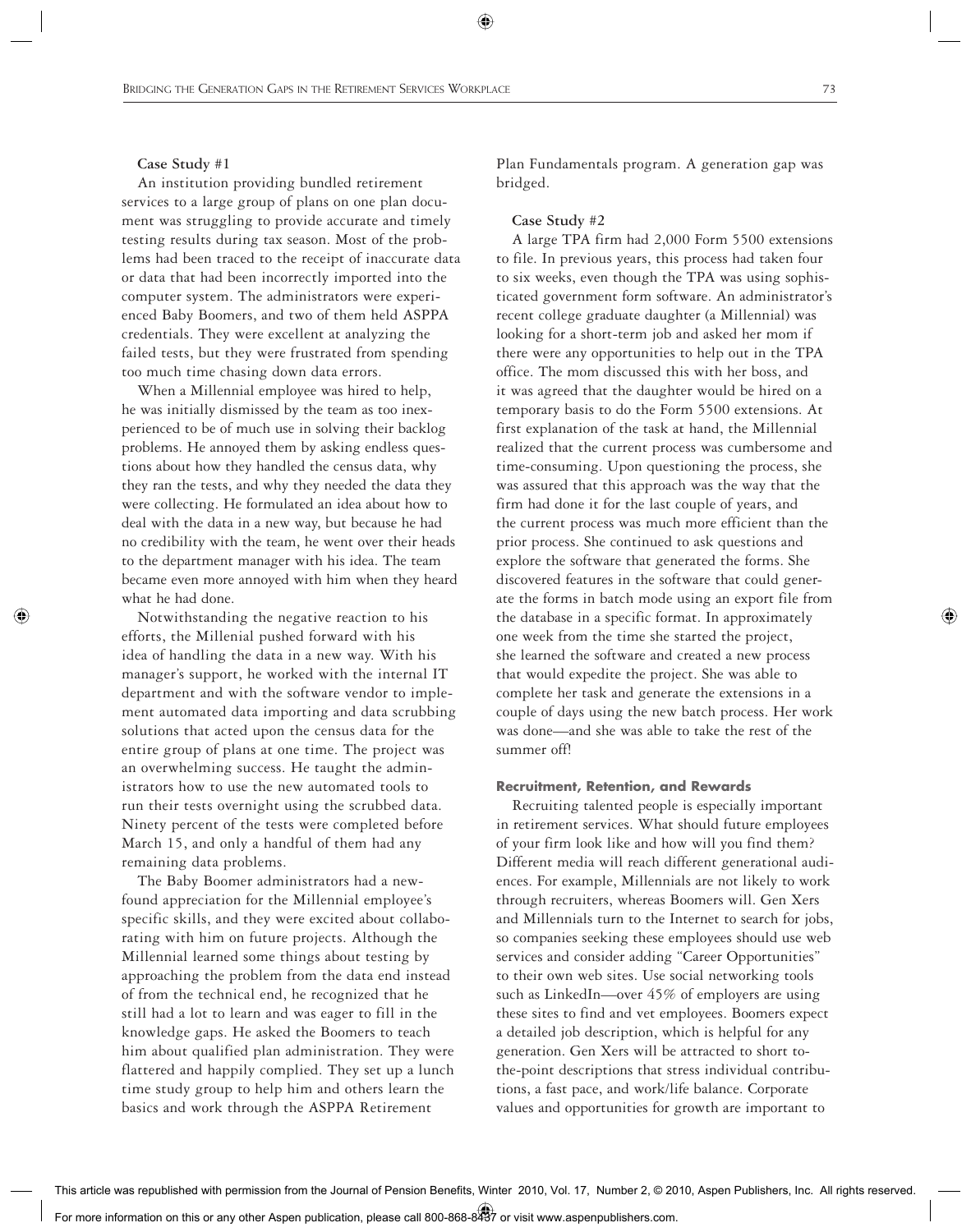**Case Study #1**

An institution providing bundled retirement services to a large group of plans on one plan document was struggling to provide accurate and timely testing results during tax season. Most of the problems had been traced to the receipt of inaccurate data or data that had been incorrectly imported into the computer system. The administrators were experienced Baby Boomers, and two of them held ASPPA credentials. They were excellent at analyzing the failed tests, but they were frustrated from spending too much time chasing down data errors.

When a Millennial employee was hired to help, he was initially dismissed by the team as too inexperienced to be of much use in solving their backlog problems. He annoyed them by asking endless questions about how they handled the census data, why they ran the tests, and why they needed the data they were collecting. He formulated an idea about how to deal with the data in a new way, but because he had no credibility with the team, he went over their heads to the department manager with his idea. The team became even more annoyed with him when they heard what he had done.

Notwithstanding the negative reaction to his efforts, the Millenial pushed forward with his idea of handling the data in a new way. With his manager's support, he worked with the internal IT department and with the software vendor to implement automated data importing and data scrubbing solutions that acted upon the census data for the entire group of plans at one time. The project was an overwhelming success. He taught the administrators how to use the new automated tools to run their tests overnight using the scrubbed data. Ninety percent of the tests were completed before March 15, and only a handful of them had any remaining data problems.

The Baby Boomer administrators had a newfound appreciation for the Millennial employee's specific skills, and they were excited about collaborating with him on future projects. Although the Millennial learned some things about testing by approaching the problem from the data end instead of from the technical end, he recognized that he still had a lot to learn and was eager to fill in the knowledge gaps. He asked the Boomers to teach him about qualified plan administration. They were flattered and happily complied. They set up a lunch time study group to help him and others learn the basics and work through the ASPPA Retirement Plan Fundamentals program. A generation gap was bridged.

**Case Study #2**

A large TPA firm had 2,000 Form 5500 extensions to file. In previous years, this process had taken four to six weeks, even though the TPA was using sophisticated government form software. An administrator's recent college graduate daughter (a Millennial) was looking for a short-term job and asked her mom if there were any opportunities to help out in the TPA office. The mom discussed this with her boss, and it was agreed that the daughter would be hired on a temporary basis to do the Form 5500 extensions. At first explanation of the task at hand, the Millennial realized that the current process was cumbersome and time-consuming. Upon questioning the process, she was assured that this approach was the way that the firm had done it for the last couple of years, and the current process was much more efficient than the prior process. She continued to ask questions and explore the software that generated the forms. She discovered features in the software that could generate the forms in batch mode using an export file from the database in a specific format. In approximately one week from the time she started the project, she learned the software and created a new process that would expedite the project. She was able to complete her task and generate the extensions in a couple of days using the new batch process. Her work was done—and she was able to take the rest of the summer off!

### Recruitment, Retention, and Rewards

Recruiting talented people is especially important in retirement services. What should future employees of your firm look like and how will you find them? Different media will reach different generational audiences. For example, Millennials are not likely to work through recruiters, whereas Boomers will. Gen Xers and Millennials turn to the Internet to search for jobs, so companies seeking these employees should use web services and consider adding "Career Opportunities" to their own web sites. Use social networking tools such as LinkedIn—over 45% of employers are using these sites to find and vet employees. Boomers expect a detailed job description, which is helpful for any generation. Gen Xers will be attracted to short to-the-point descriptions that stress individual contributions, a fast pace, and work/life balance. Corporate values and opportunities for growth are important to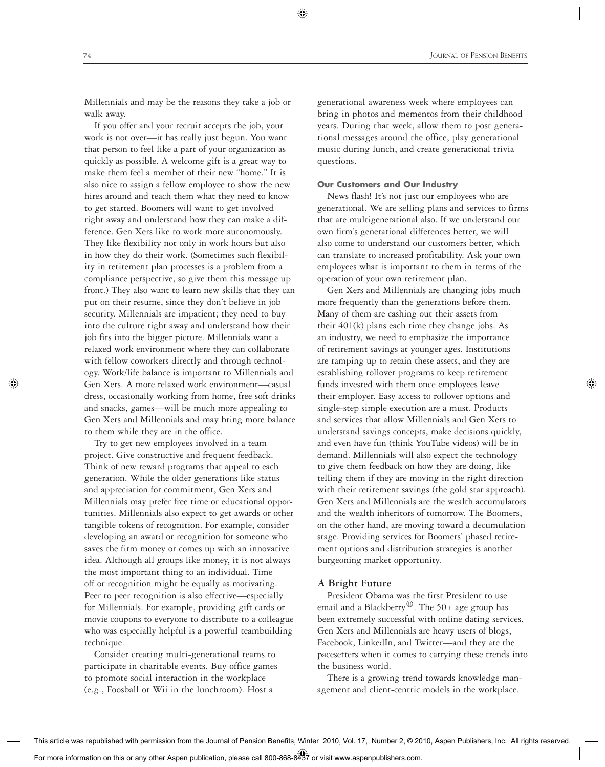Millennials and may be the reasons they take a job or walk away.

If you offer and your recruit accepts the job, your work is not over—it has really just begun. You want that person to feel like a part of your organization as quickly as possible. A welcome gift is a great way to make them feel a member of their new "home." It is also nice to assign a fellow employee to show the new hires around and teach them what they need to know to get started. Boomers will want to get involved right away and understand how they can make a difference. Gen Xers like to work more autonomously. They like flexibility not only in work hours but also in how they do their work. (Sometimes such flexibility in retirement plan processes is a problem from a compliance perspective, so give them this message up front.) They also want to learn new skills that they can put on their resume, since they don't believe in job security. Millennials are impatient; they need to buy into the culture right away and understand how their job fits into the bigger picture. Millennials want a relaxed work environment where they can collaborate with fellow coworkers directly and through technology. Work/life balance is important to Millennials and Gen Xers. A more relaxed work environment—casual dress, occasionally working from home, free soft drinks and snacks, games—will be much more appealing to Gen Xers and Millennials and may bring more balance to them while they are in the office.

Try to get new employees involved in a team project. Give constructive and frequent feedback. Think of new reward programs that appeal to each generation. While the older generations like status and appreciation for commitment, Gen Xers and Millennials may prefer free time or educational opportunities. Millennials also expect to get awards or other tangible tokens of recognition. For example, consider developing an award or recognition for someone who saves the firm money or comes up with an innovative idea. Although all groups like money, it is not always the most important thing to an individual. Time off or recognition might be equally as motivating. Peer to peer recognition is also effective—especially for Millennials. For example, providing gift cards or movie coupons to everyone to distribute to a colleague who was especially helpful is a powerful teambuilding technique.

Consider creating multi-generational teams to participate in charitable events. Buy office games to promote social interaction in the workplace (e.g., Foosball or Wii in the lunchroom). Host a generational awareness week where employees can bring in photos and mementos from their childhood years. During that week, allow them to post generational messages around the office, play generational music during lunch, and create generational trivia questions.

### Our Customers and Our Industry

News flash! It's not just our employees who are generational. We are selling plans and services to firms that are multigenerational also. If we understand our own firm's generational differences better, we will also come to understand our customers better, which can translate to increased profitability. Ask your own employees what is important to them in terms of the operation of your own retirement plan.

Gen Xers and Millennials are changing jobs much more frequently than the generations before them. Many of them are cashing out their assets from their 401(k) plans each time they change jobs. As an industry, we need to emphasize the importance of retirement savings at younger ages. Institutions are ramping up to retain these assets, and they are establishing rollover programs to keep retirement funds invested with them once employees leave their employer. Easy access to rollover options and single-step simple execution are a must. Products and services that allow Millennials and Gen Xers to understand savings concepts, make decisions quickly, and even have fun (think YouTube videos) will be in demand. Millennials will also expect the technology to give them feedback on how they are doing, like telling them if they are moving in the right direction with their retirement savings (the gold star approach). Gen Xers and Millennials are the wealth accumulators and the wealth inheritors of tomorrow. The Boomers, on the other hand, are moving toward a decumulation stage. Providing services for Boomers' phased retirement options and distribution strategies is another burgeoning market opportunity.

## A Bright Future

President Obama was the first President to use email and a Blackberry®. The 50+ age group has been extremely successful with online dating services. Gen Xers and Millennials are heavy users of blogs, Facebook, LinkedIn, and Twitter—and they are the pacesetters when it comes to carrying these trends into the business world.

There is a growing trend towards knowledge management and client-centric models in the workplace.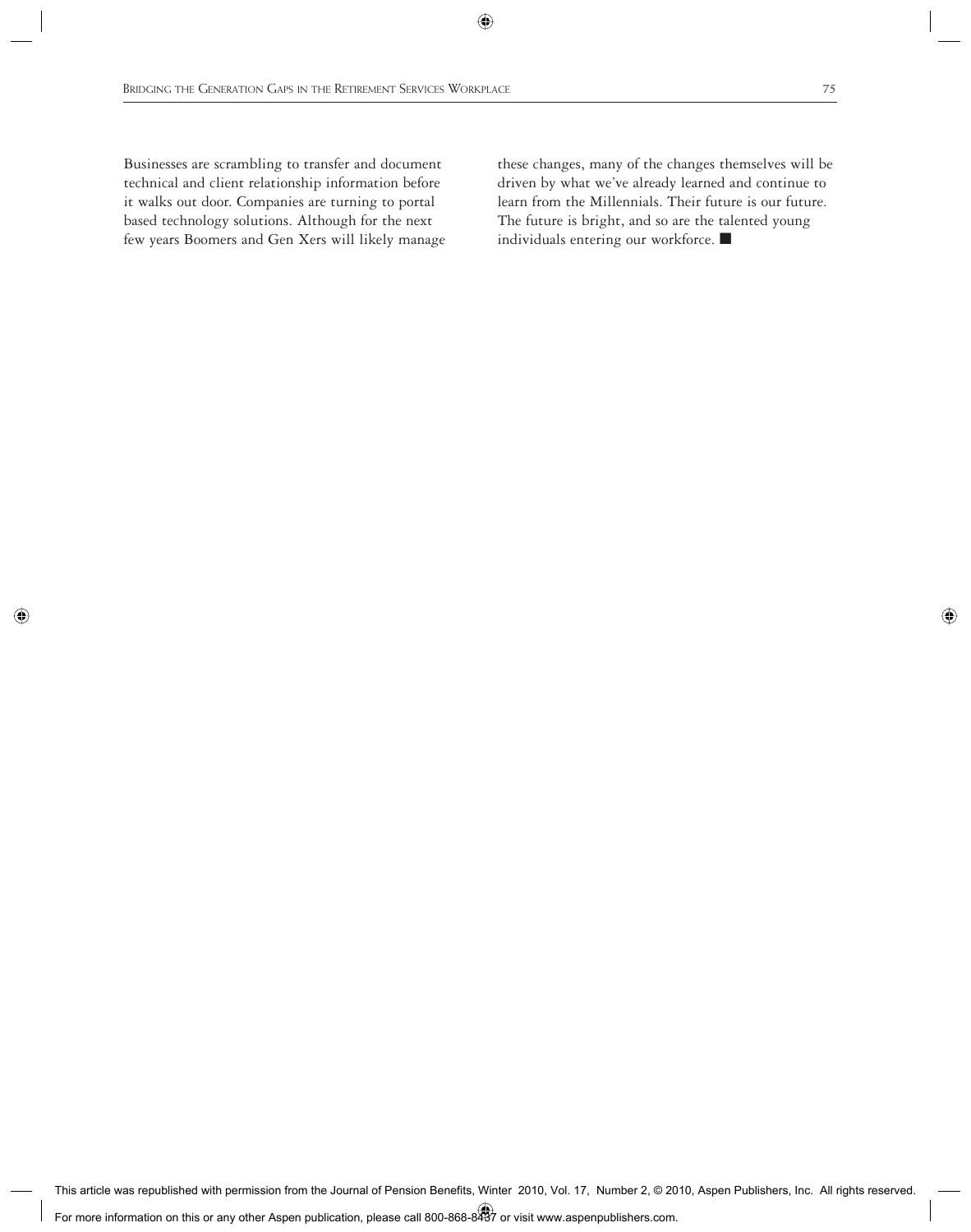Businesses are scrambling to transfer and document technical and client relationship information before it walks out door. Companies are turning to portal based technology solutions. Although for the next few years Boomers and Gen Xers will likely manage these changes, many of the changes themselves will be driven by what we've already learned and continue to learn from the Millennials. Their future is our future. The future is bright, and so are the talented young individuals entering our workforce. ■

This article was republished with permission from the Journal of Pension Benefits, Winter 2010, Vol. 17, Number 2, © 2010, Aspen Publishers, Inc. All rights reserved.

For more information on this or any other Aspen publication, please call 800-868-8437 or visit www.aspenpublishers.com.